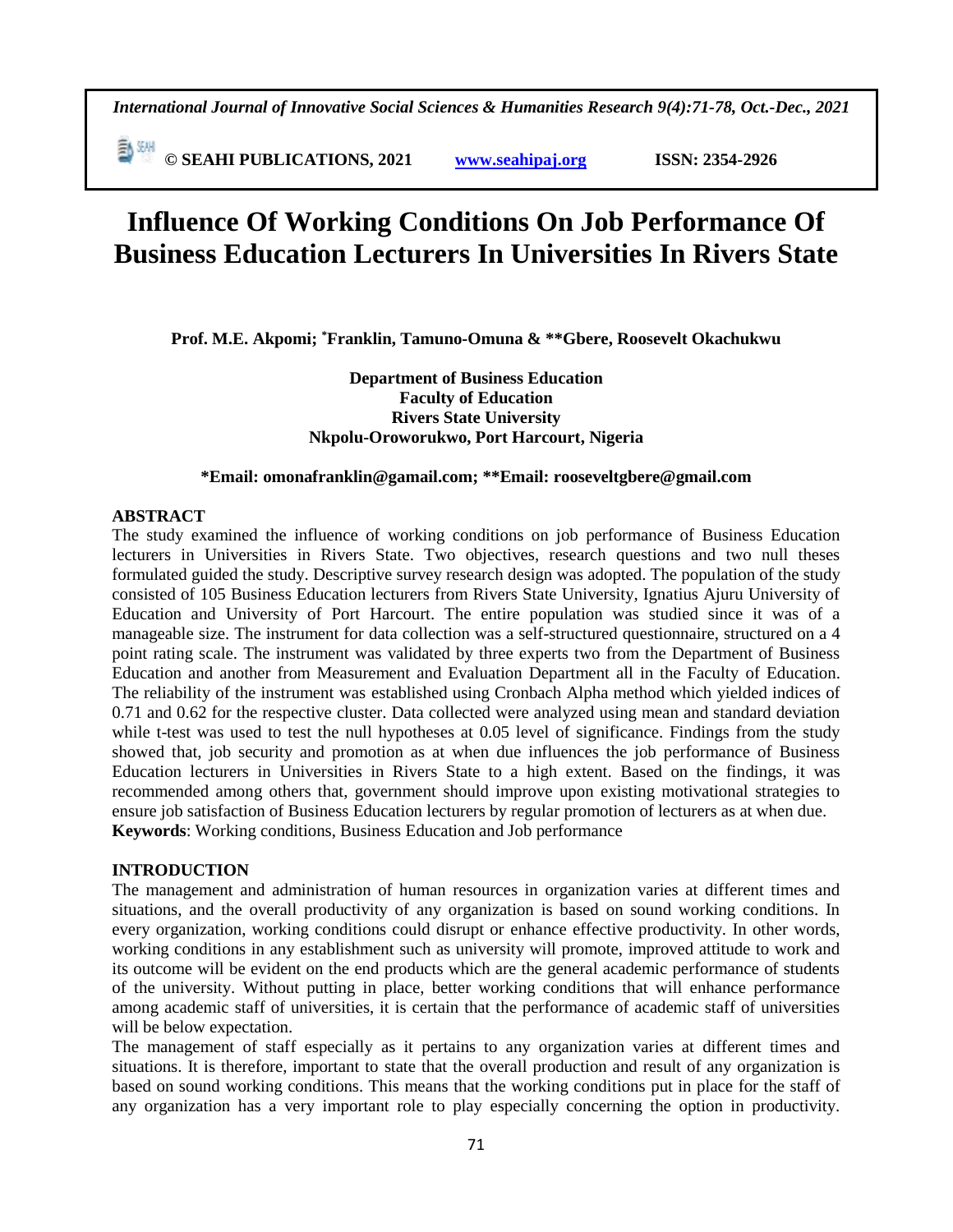# Influence Of Working Conditions On Job Performance Of Business Education Lecturers In Universities In Rivers State

**Prof. M.E. Akpomi; \*Franklin, Tamuno-Omuna & \*\*Gbere, Roosevelt Okachukwu**

**Department of Business Education**
**Faculty of Education**
**Rivers State University**
**Nkpolu-Oroworukwo, Port Harcourt, Nigeria**

**\*Email: omonafranklin@gamail.com; \*\*Email: rooseveltgbere@gmail.com**

## ABSTRACT

The study examined the influence of working conditions on job performance of Business Education lecturers in Universities in Rivers State. Two objectives, research questions and two null theses formulated guided the study. Descriptive survey research design was adopted. The population of the study consisted of 105 Business Education lecturers from Rivers State University, Ignatius Ajuru University of Education and University of Port Harcourt. The entire population was studied since it was of a manageable size. The instrument for data collection was a self-structured questionnaire, structured on a 4 point rating scale. The instrument was validated by three experts two from the Department of Business Education and another from Measurement and Evaluation Department all in the Faculty of Education. The reliability of the instrument was established using Cronbach Alpha method which yielded indices of 0.71 and 0.62 for the respective cluster. Data collected were analyzed using mean and standard deviation while t-test was used to test the null hypotheses at 0.05 level of significance. Findings from the study showed that, job security and promotion as at when due influences the job performance of Business Education lecturers in Universities in Rivers State to a high extent. Based on the findings, it was recommended among others that, government should improve upon existing motivational strategies to ensure job satisfaction of Business Education lecturers by regular promotion of lecturers as at when due.

**Keywords**: Working conditions, Business Education and Job performance

## INTRODUCTION

The management and administration of human resources in organization varies at different times and situations, and the overall productivity of any organization is based on sound working conditions. In every organization, working conditions could disrupt or enhance effective productivity. In other words, working conditions in any establishment such as university will promote, improved attitude to work and its outcome will be evident on the end products which are the general academic performance of students of the university. Without putting in place, better working conditions that will enhance performance among academic staff of universities, it is certain that the performance of academic staff of universities will be below expectation.

The management of staff especially as it pertains to any organization varies at different times and situations. It is therefore, important to state that the overall production and result of any organization is based on sound working conditions. This means that the working conditions put in place for the staff of any organization has a very important role to play especially concerning the option in productivity.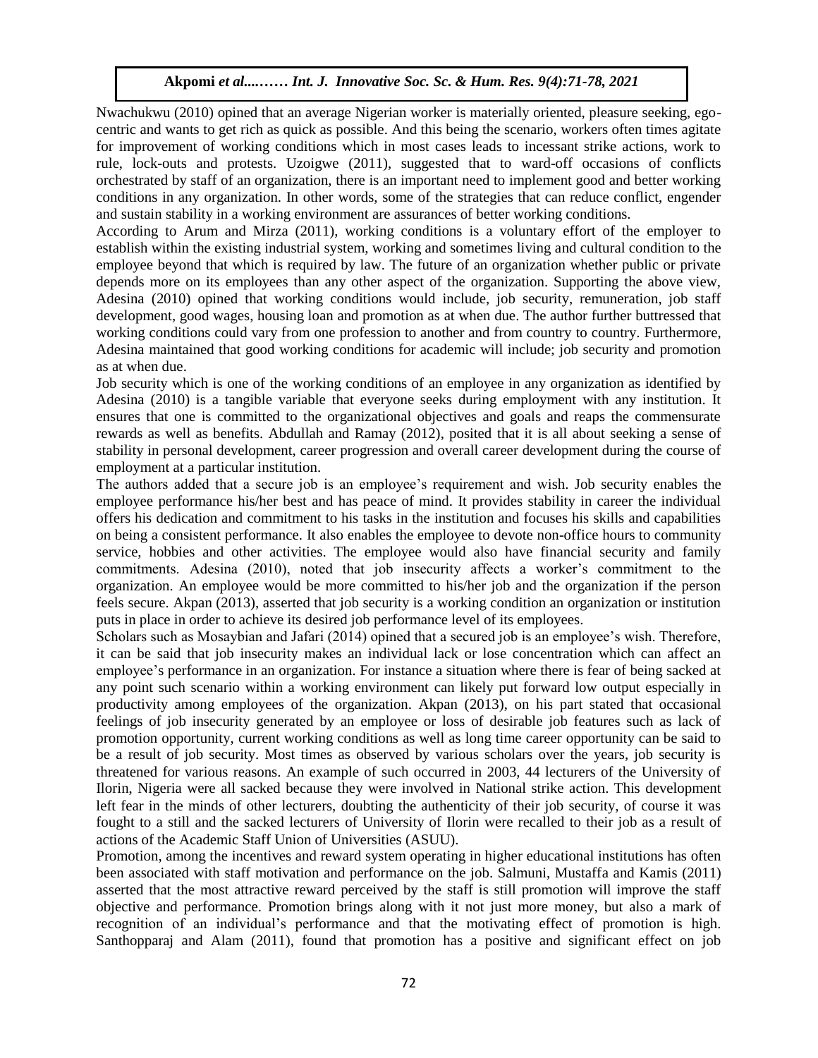Nwachukwu (2010) opined that an average Nigerian worker is materially oriented, pleasure seeking, ego-centric and wants to get rich as quick as possible. And this being the scenario, workers often times agitate for improvement of working conditions which in most cases leads to incessant strike actions, work to rule, lock-outs and protests. Uzoigwe (2011), suggested that to ward-off occasions of conflicts orchestrated by staff of an organization, there is an important need to implement good and better working conditions in any organization. In other words, some of the strategies that can reduce conflict, engender and sustain stability in a working environment are assurances of better working conditions.

According to Arum and Mirza (2011), working conditions is a voluntary effort of the employer to establish within the existing industrial system, working and sometimes living and cultural condition to the employee beyond that which is required by law. The future of an organization whether public or private depends more on its employees than any other aspect of the organization. Supporting the above view, Adesina (2010) opined that working conditions would include, job security, remuneration, job staff development, good wages, housing loan and promotion as at when due. The author further buttressed that working conditions could vary from one profession to another and from country to country. Furthermore, Adesina maintained that good working conditions for academic will include; job security and promotion as at when due.

Job security which is one of the working conditions of an employee in any organization as identified by Adesina (2010) is a tangible variable that everyone seeks during employment with any institution. It ensures that one is committed to the organizational objectives and goals and reaps the commensurate rewards as well as benefits. Abdullah and Ramay (2012), posited that it is all about seeking a sense of stability in personal development, career progression and overall career development during the course of employment at a particular institution.

The authors added that a secure job is an employee's requirement and wish. Job security enables the employee performance his/her best and has peace of mind. It provides stability in career the individual offers his dedication and commitment to his tasks in the institution and focuses his skills and capabilities on being a consistent performance. It also enables the employee to devote non-office hours to community service, hobbies and other activities. The employee would also have financial security and family commitments. Adesina (2010), noted that job insecurity affects a worker's commitment to the organization. An employee would be more committed to his/her job and the organization if the person feels secure. Akpan (2013), asserted that job security is a working condition an organization or institution puts in place in order to achieve its desired job performance level of its employees.

Scholars such as Mosaybian and Jafari (2014) opined that a secured job is an employee's wish. Therefore, it can be said that job insecurity makes an individual lack or lose concentration which can affect an employee's performance in an organization. For instance a situation where there is fear of being sacked at any point such scenario within a working environment can likely put forward low output especially in productivity among employees of the organization. Akpan (2013), on his part stated that occasional feelings of job insecurity generated by an employee or loss of desirable job features such as lack of promotion opportunity, current working conditions as well as long time career opportunity can be said to be a result of job security. Most times as observed by various scholars over the years, job security is threatened for various reasons. An example of such occurred in 2003, 44 lecturers of the University of Ilorin, Nigeria were all sacked because they were involved in National strike action. This development left fear in the minds of other lecturers, doubting the authenticity of their job security, of course it was fought to a still and the sacked lecturers of University of Ilorin were recalled to their job as a result of actions of the Academic Staff Union of Universities (ASUU).

Promotion, among the incentives and reward system operating in higher educational institutions has often been associated with staff motivation and performance on the job. Salmuni, Mustaffa and Kamis (2011) asserted that the most attractive reward perceived by the staff is still promotion will improve the staff objective and performance. Promotion brings along with it not just more money, but also a mark of recognition of an individual's performance and that the motivating effect of promotion is high. Santhopparaj and Alam (2011), found that promotion has a positive and significant effect on job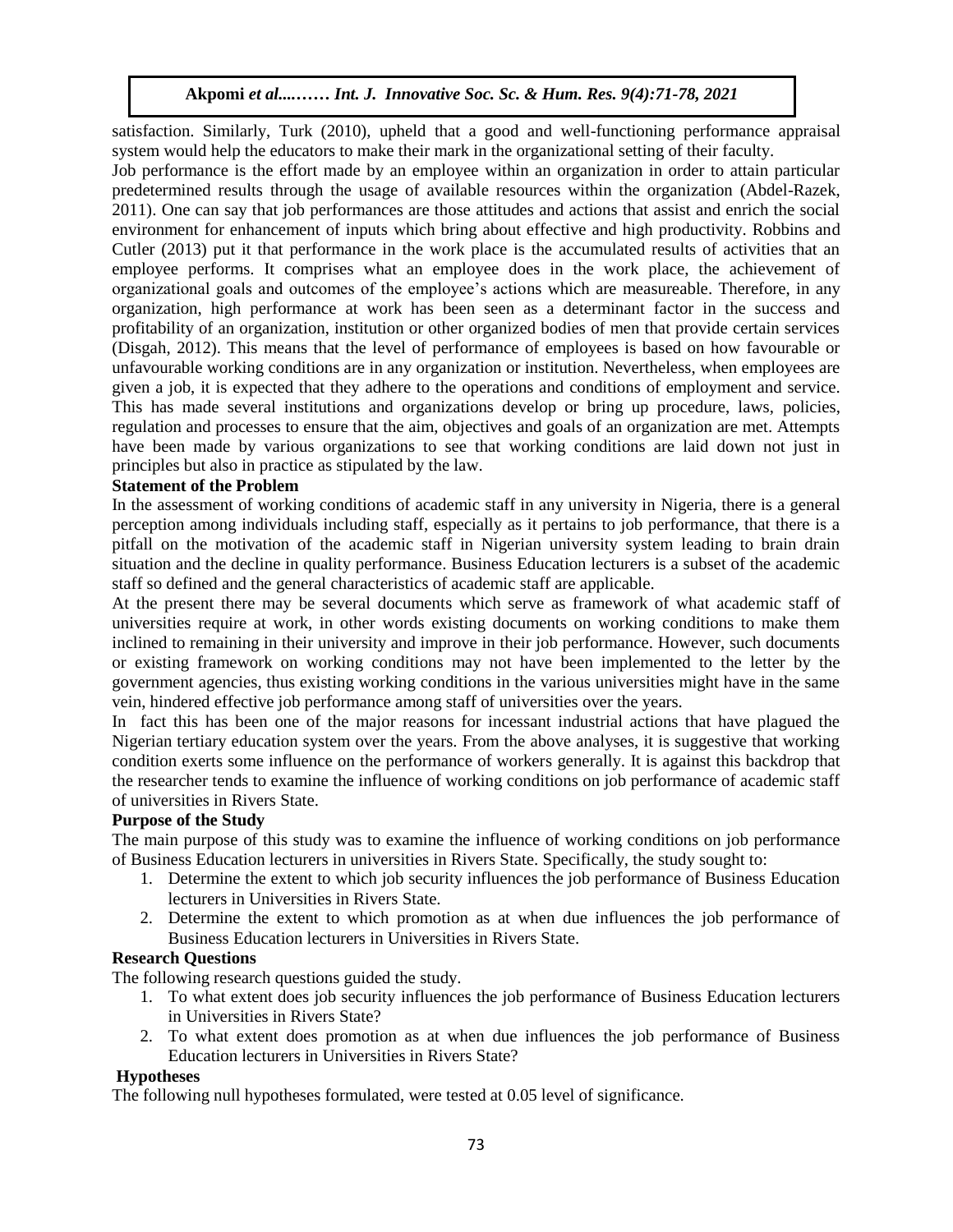satisfaction. Similarly, Turk (2010), upheld that a good and well-functioning performance appraisal system would help the educators to make their mark in the organizational setting of their faculty.

Job performance is the effort made by an employee within an organization in order to attain particular predetermined results through the usage of available resources within the organization (Abdel-Razek, 2011). One can say that job performances are those attitudes and actions that assist and enrich the social environment for enhancement of inputs which bring about effective and high productivity. Robbins and Cutler (2013) put it that performance in the work place is the accumulated results of activities that an employee performs. It comprises what an employee does in the work place, the achievement of organizational goals and outcomes of the employee's actions which are measureable. Therefore, in any organization, high performance at work has been seen as a determinant factor in the success and profitability of an organization, institution or other organized bodies of men that provide certain services (Disgah, 2012). This means that the level of performance of employees is based on how favourable or unfavourable working conditions are in any organization or institution. Nevertheless, when employees are given a job, it is expected that they adhere to the operations and conditions of employment and service. This has made several institutions and organizations develop or bring up procedure, laws, policies, regulation and processes to ensure that the aim, objectives and goals of an organization are met. Attempts have been made by various organizations to see that working conditions are laid down not just in principles but also in practice as stipulated by the law.

**Statement of the Problem**

In the assessment of working conditions of academic staff in any university in Nigeria, there is a general perception among individuals including staff, especially as it pertains to job performance, that there is a pitfall on the motivation of the academic staff in Nigerian university system leading to brain drain situation and the decline in quality performance. Business Education lecturers is a subset of the academic staff so defined and the general characteristics of academic staff are applicable.

At the present there may be several documents which serve as framework of what academic staff of universities require at work, in other words existing documents on working conditions to make them inclined to remaining in their university and improve in their job performance. However, such documents or existing framework on working conditions may not have been implemented to the letter by the government agencies, thus existing working conditions in the various universities might have in the same vein, hindered effective job performance among staff of universities over the years.

In fact this has been one of the major reasons for incessant industrial actions that have plagued the Nigerian tertiary education system over the years. From the above analyses, it is suggestive that working condition exerts some influence on the performance of workers generally. It is against this backdrop that the researcher tends to examine the influence of working conditions on job performance of academic staff of universities in Rivers State.

**Purpose of the Study**

The main purpose of this study was to examine the influence of working conditions on job performance of Business Education lecturers in universities in Rivers State. Specifically, the study sought to:

1. Determine the extent to which job security influences the job performance of Business Education lecturers in Universities in Rivers State.
2. Determine the extent to which promotion as at when due influences the job performance of Business Education lecturers in Universities in Rivers State.

**Research Questions**

The following research questions guided the study.

1. To what extent does job security influences the job performance of Business Education lecturers in Universities in Rivers State?
2. To what extent does promotion as at when due influences the job performance of Business Education lecturers in Universities in Rivers State?

**Hypotheses**

The following null hypotheses formulated, were tested at 0.05 level of significance.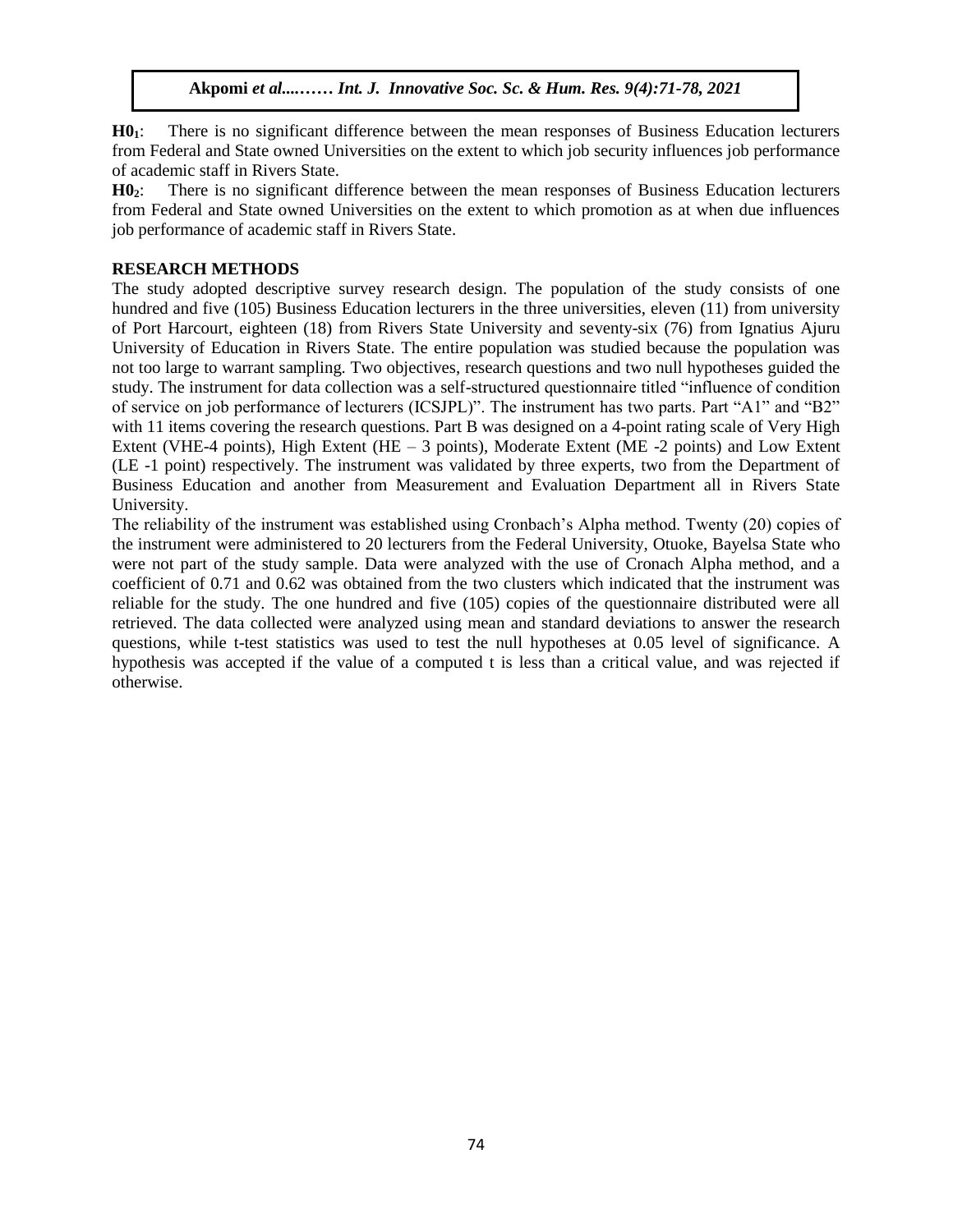**H0$_1$**: There is no significant difference between the mean responses of Business Education lecturers from Federal and State owned Universities on the extent to which job security influences job performance of academic staff in Rivers State.

**H0$_2$**: There is no significant difference between the mean responses of Business Education lecturers from Federal and State owned Universities on the extent to which promotion as at when due influences job performance of academic staff in Rivers State.

## RESEARCH METHODS

The study adopted descriptive survey research design. The population of the study consists of one hundred and five (105) Business Education lecturers in the three universities, eleven (11) from university of Port Harcourt, eighteen (18) from Rivers State University and seventy-six (76) from Ignatius Ajuru University of Education in Rivers State. The entire population was studied because the population was not too large to warrant sampling. Two objectives, research questions and two null hypotheses guided the study. The instrument for data collection was a self-structured questionnaire titled "influence of condition of service on job performance of lecturers (ICSJPL)". The instrument has two parts. Part "A1" and "B2" with 11 items covering the research questions. Part B was designed on a 4-point rating scale of Very High Extent (VHE-4 points), High Extent (HE – 3 points), Moderate Extent (ME -2 points) and Low Extent (LE -1 point) respectively. The instrument was validated by three experts, two from the Department of Business Education and another from Measurement and Evaluation Department all in Rivers State University.

The reliability of the instrument was established using Cronbach's Alpha method. Twenty (20) copies of the instrument were administered to 20 lecturers from the Federal University, Otuoke, Bayelsa State who were not part of the study sample. Data were analyzed with the use of Cronach Alpha method, and a coefficient of 0.71 and 0.62 was obtained from the two clusters which indicated that the instrument was reliable for the study. The one hundred and five (105) copies of the questionnaire distributed were all retrieved. The data collected were analyzed using mean and standard deviations to answer the research questions, while t-test statistics was used to test the null hypotheses at 0.05 level of significance. A hypothesis was accepted if the value of a computed t is less than a critical value, and was rejected if otherwise.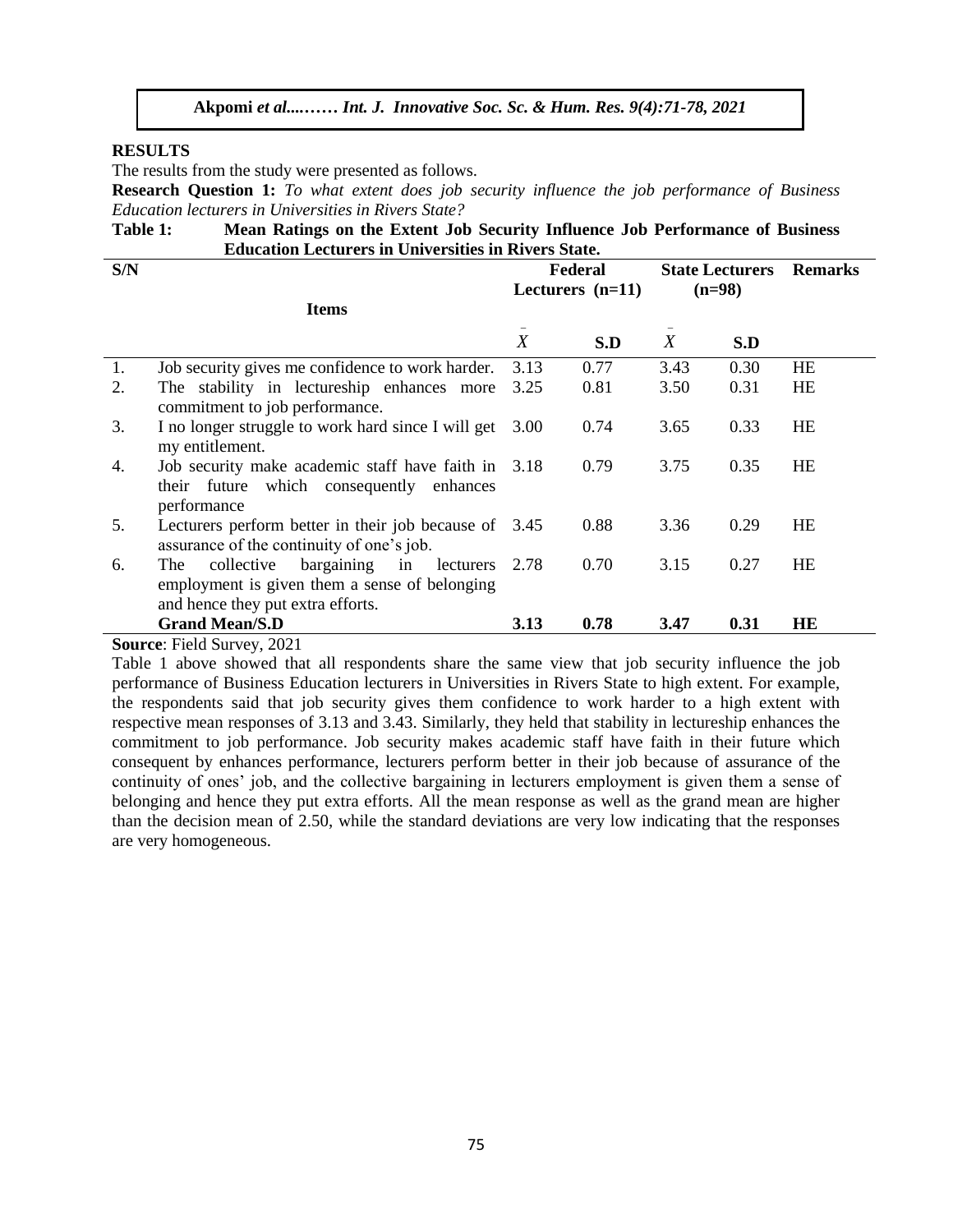## RESULTS

The results from the study were presented as follows.

**Research Question 1:** *To what extent does job security influence the job performance of Business Education lecturers in Universities in Rivers State?*

**Table 1: Mean Ratings on the Extent Job Security Influence Job Performance of Business Education Lecturers in Universities in Rivers State.**

| S/N | Items | Federal Lecturers (n=11) | | State Lecturers (n=98) | | Remarks |
|---|---|---|---|---|---|---|
| | | $\bar{X}$ | S.D | $\bar{X}$ | S.D | |
| 1. | Job security gives me confidence to work harder. | 3.13 | 0.77 | 3.43 | 0.30 | HE |
| 2. | The stability in lectureship enhances more commitment to job performance. | 3.25 | 0.81 | 3.50 | 0.31 | HE |
| 3. | I no longer struggle to work hard since I will get my entitlement. | 3.00 | 0.74 | 3.65 | 0.33 | HE |
| 4. | Job security make academic staff have faith in their future which consequently enhances performance | 3.18 | 0.79 | 3.75 | 0.35 | HE |
| 5. | Lecturers perform better in their job because of assurance of the continuity of one's job. | 3.45 | 0.88 | 3.36 | 0.29 | HE |
| 6. | The collective bargaining in lecturers employment is given them a sense of belonging and hence they put extra efforts. | 2.78 | 0.70 | 3.15 | 0.27 | HE |
| | **Grand Mean/S.D** | **3.13** | **0.78** | **3.47** | **0.31** | **HE** |

**Source**: Field Survey, 2021

Table 1 above showed that all respondents share the same view that job security influence the job performance of Business Education lecturers in Universities in Rivers State to high extent. For example, the respondents said that job security gives them confidence to work harder to a high extent with respective mean responses of 3.13 and 3.43. Similarly, they held that stability in lectureship enhances the commitment to job performance. Job security makes academic staff have faith in their future which consequent by enhances performance, lecturers perform better in their job because of assurance of the continuity of ones' job, and the collective bargaining in lecturers employment is given them a sense of belonging and hence they put extra efforts. All the mean response as well as the grand mean are higher than the decision mean of 2.50, while the standard deviations are very low indicating that the responses are very homogeneous.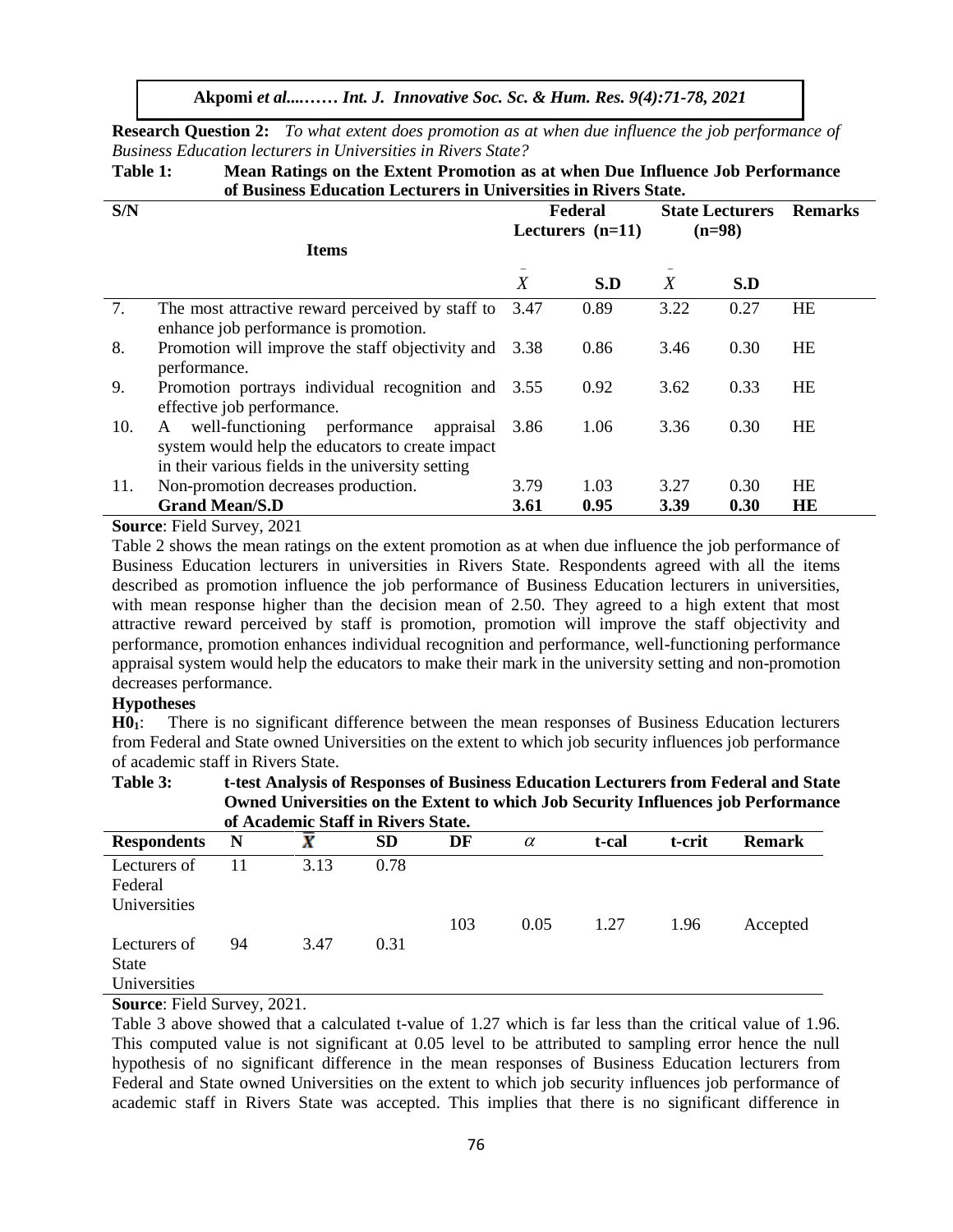**Research Question 2:** *To what extent does promotion as at when due influence the job performance of Business Education lecturers in Universities in Rivers State?*

**Table 1: Mean Ratings on the Extent Promotion as at when Due Influence Job Performance of Business Education Lecturers in Universities in Rivers State.**

| S/N | Items | Federal Lecturers (n=11) | | State Lecturers (n=98) | | Remarks |
|---|---|---|---|---|---|---|
| | | $\bar{X}$ | S.D | $\bar{X}$ | S.D | |
| 7. | The most attractive reward perceived by staff to enhance job performance is promotion. | 3.47 | 0.89 | 3.22 | 0.27 | HE |
| 8. | Promotion will improve the staff objectivity and performance. | 3.38 | 0.86 | 3.46 | 0.30 | HE |
| 9. | Promotion portrays individual recognition and effective job performance. | 3.55 | 0.92 | 3.62 | 0.33 | HE |
| 10. | A well-functioning performance appraisal system would help the educators to create impact in their various fields in the university setting | 3.86 | 1.06 | 3.36 | 0.30 | HE |
| 11. | Non-promotion decreases production. | 3.79 | 1.03 | 3.27 | 0.30 | HE |
| | **Grand Mean/S.D** | **3.61** | **0.95** | **3.39** | **0.30** | **HE** |

**Source**: Field Survey, 2021

Table 2 shows the mean ratings on the extent promotion as at when due influence the job performance of Business Education lecturers in universities in Rivers State. Respondents agreed with all the items described as promotion influence the job performance of Business Education lecturers in universities, with mean response higher than the decision mean of 2.50. They agreed to a high extent that most attractive reward perceived by staff is promotion, promotion will improve the staff objectivity and performance, promotion enhances individual recognition and performance, well-functioning performance appraisal system would help the educators to make their mark in the university setting and non-promotion decreases performance.

**Hypotheses**

**$H0_1$**: There is no significant difference between the mean responses of Business Education lecturers from Federal and State owned Universities on the extent to which job security influences job performance of academic staff in Rivers State.

**Table 3: t-test Analysis of Responses of Business Education Lecturers from Federal and State Owned Universities on the Extent to which Job Security Influences job Performance of Academic Staff in Rivers State.**

| Respondents | N | $\bar{X}$ | SD | DF | $\alpha$ | t-cal | t-crit | Remark |
|---|---|---|---|---|---|---|---|---|
| Lecturers of Federal Universities | 11 | 3.13 | 0.78 | 103 | 0.05 | 1.27 | 1.96 | Accepted |
| Lecturers of State Universities | 94 | 3.47 | 0.31 | | | | | |

**Source**: Field Survey, 2021.

Table 3 above showed that a calculated t-value of 1.27 which is far less than the critical value of 1.96. This computed value is not significant at 0.05 level to be attributed to sampling error hence the null hypothesis of no significant difference in the mean responses of Business Education lecturers from Federal and State owned Universities on the extent to which job security influences job performance of academic staff in Rivers State was accepted. This implies that there is no significant difference in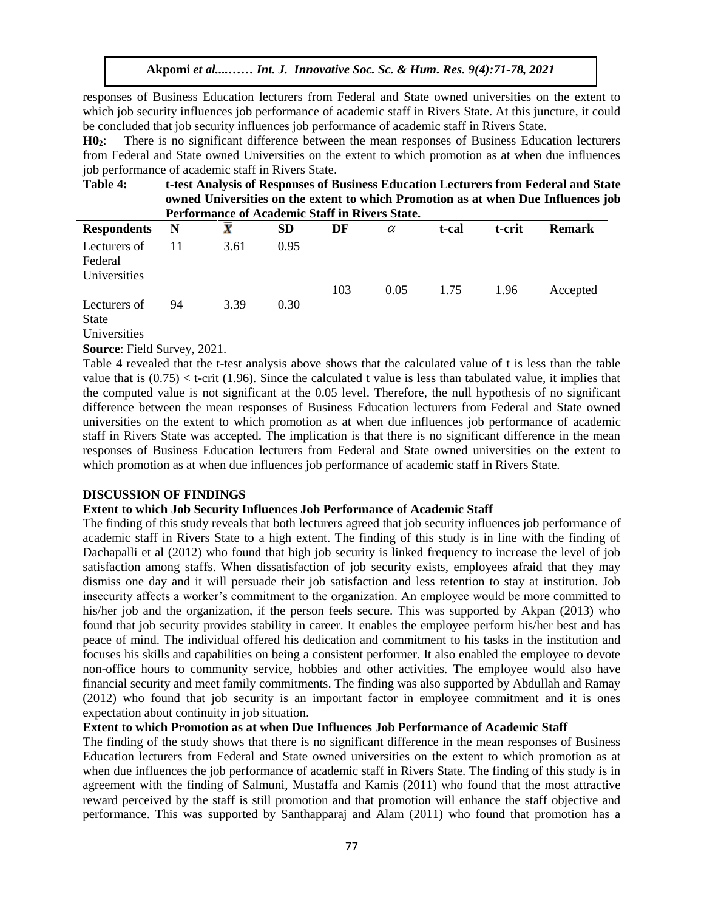responses of Business Education lecturers from Federal and State owned universities on the extent to which job security influences job performance of academic staff in Rivers State. At this juncture, it could be concluded that job security influences job performance of academic staff in Rivers State.

**$H0_2$**: There is no significant difference between the mean responses of Business Education lecturers from Federal and State owned Universities on the extent to which promotion as at when due influences job performance of academic staff in Rivers State.

**Table 4: t-test Analysis of Responses of Business Education Lecturers from Federal and State owned Universities on the extent to which Promotion as at when Due Influences job Performance of Academic Staff in Rivers State.**

| Respondents | N | $\bar{X}$ | SD | DF | $\alpha$ | t-cal | t-crit | Remark |
|---|---|---|---|---|---|---|---|---|
| Lecturers of Federal Universities | 11 | 3.61 | 0.95 | 103 | 0.05 | 1.75 | 1.96 | Accepted |
| Lecturers of State Universities | 94 | 3.39 | 0.30 | | | | | |

**Source**: Field Survey, 2021.

Table 4 revealed that the t-test analysis above shows that the calculated value of t is less than the table value that is (0.75) < t-crit (1.96). Since the calculated t value is less than tabulated value, it implies that the computed value is not significant at the 0.05 level. Therefore, the null hypothesis of no significant difference between the mean responses of Business Education lecturers from Federal and State owned universities on the extent to which promotion as at when due influences job performance of academic staff in Rivers State was accepted. The implication is that there is no significant difference in the mean responses of Business Education lecturers from Federal and State owned universities on the extent to which promotion as at when due influences job performance of academic staff in Rivers State.

## DISCUSSION OF FINDINGS

### Extent to which Job Security Influences Job Performance of Academic Staff

The finding of this study reveals that both lecturers agreed that job security influences job performance of academic staff in Rivers State to a high extent. The finding of this study is in line with the finding of Dachapalli et al (2012) who found that high job security is linked frequency to increase the level of job satisfaction among staffs. When dissatisfaction of job security exists, employees afraid that they may dismiss one day and it will persuade their job satisfaction and less retention to stay at institution. Job insecurity affects a worker's commitment to the organization. An employee would be more committed to his/her job and the organization, if the person feels secure. This was supported by Akpan (2013) who found that job security provides stability in career. It enables the employee perform his/her best and has peace of mind. The individual offered his dedication and commitment to his tasks in the institution and focuses his skills and capabilities on being a consistent performer. It also enabled the employee to devote non-office hours to community service, hobbies and other activities. The employee would also have financial security and meet family commitments. The finding was also supported by Abdullah and Ramay (2012) who found that job security is an important factor in employee commitment and it is ones expectation about continuity in job situation.

### Extent to which Promotion as at when Due Influences Job Performance of Academic Staff

The finding of the study shows that there is no significant difference in the mean responses of Business Education lecturers from Federal and State owned universities on the extent to which promotion as at when due influences the job performance of academic staff in Rivers State. The finding of this study is in agreement with the finding of Salmuni, Mustaffa and Kamis (2011) who found that the most attractive reward perceived by the staff is still promotion and that promotion will enhance the staff objective and performance. This was supported by Santhapparaj and Alam (2011) who found that promotion has a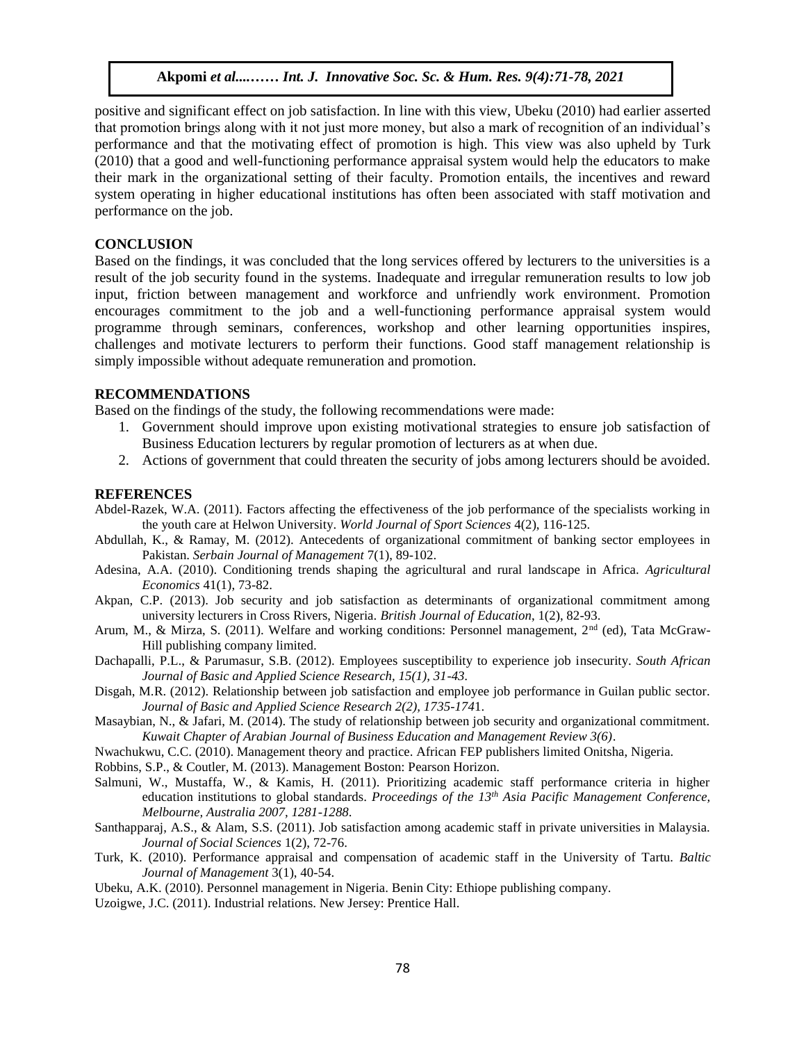positive and significant effect on job satisfaction. In line with this view, Ubeku (2010) had earlier asserted that promotion brings along with it not just more money, but also a mark of recognition of an individual's performance and that the motivating effect of promotion is high. This view was also upheld by Turk (2010) that a good and well-functioning performance appraisal system would help the educators to make their mark in the organizational setting of their faculty. Promotion entails, the incentives and reward system operating in higher educational institutions has often been associated with staff motivation and performance on the job.

## CONCLUSION

Based on the findings, it was concluded that the long services offered by lecturers to the universities is a result of the job security found in the systems. Inadequate and irregular remuneration results to low job input, friction between management and workforce and unfriendly work environment. Promotion encourages commitment to the job and a well-functioning performance appraisal system would programme through seminars, conferences, workshop and other learning opportunities inspires, challenges and motivate lecturers to perform their functions. Good staff management relationship is simply impossible without adequate remuneration and promotion.

## RECOMMENDATIONS

Based on the findings of the study, the following recommendations were made:

1. Government should improve upon existing motivational strategies to ensure job satisfaction of Business Education lecturers by regular promotion of lecturers as at when due.
2. Actions of government that could threaten the security of jobs among lecturers should be avoided.

## REFERENCES

Abdel-Razek, W.A. (2011). Factors affecting the effectiveness of the job performance of the specialists working in the youth care at Helwon University. *World Journal of Sport Sciences* 4(2), 116-125.

Abdullah, K., & Ramay, M. (2012). Antecedents of organizational commitment of banking sector employees in Pakistan. *Serbain Journal of Management* 7(1), 89-102.

Adesina, A.A. (2010). Conditioning trends shaping the agricultural and rural landscape in Africa. *Agricultural Economics* 41(1), 73-82.

Akpan, C.P. (2013). Job security and job satisfaction as determinants of organizational commitment among university lecturers in Cross Rivers, Nigeria. *British Journal of Education*, 1(2), 82-93.

Arum, M., & Mirza, S. (2011). Welfare and working conditions: Personnel management, 2nd (ed), Tata McGraw-Hill publishing company limited.

Dachapalli, P.L., & Parumasur, S.B. (2012). Employees susceptibility to experience job insecurity. *South African Journal of Basic and Applied Science Research, 15(1), 31-43*.

Disgah, M.R. (2012). Relationship between job satisfaction and employee job performance in Guilan public sector. *Journal of Basic and Applied Science Research 2(2), 1735-174*1.

Masaybian, N., & Jafari, M. (2014). The study of relationship between job security and organizational commitment. *Kuwait Chapter of Arabian Journal of Business Education and Management Review 3(6)*.

Nwachukwu, C.C. (2010). Management theory and practice. African FEP publishers limited Onitsha, Nigeria.

Robbins, S.P., & Coutler, M. (2013). Management Boston: Pearson Horizon.

Salmuni, W., Mustaffa, W., & Kamis, H. (2011). Prioritizing academic staff performance criteria in higher education institutions to global standards. *Proceedings of the 13th Asia Pacific Management Conference, Melbourne, Australia 2007, 1281-1288*.

Santhapparaj, A.S., & Alam, S.S. (2011). Job satisfaction among academic staff in private universities in Malaysia. *Journal of Social Sciences* 1(2), 72-76.

Turk, K. (2010). Performance appraisal and compensation of academic staff in the University of Tartu. *Baltic Journal of Management* 3(1), 40-54.

Ubeku, A.K. (2010). Personnel management in Nigeria. Benin City: Ethiope publishing company.

Uzoigwe, J.C. (2011). Industrial relations. New Jersey: Prentice Hall.